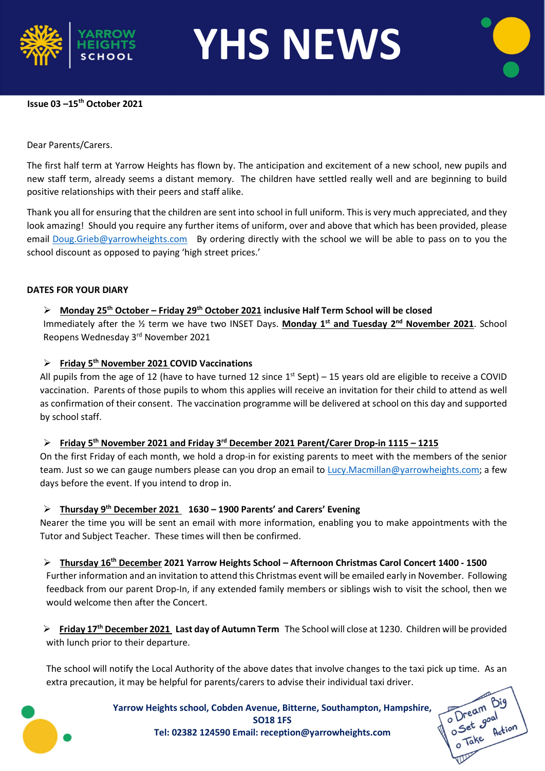# YHS NEWS

**Issue 03 –15th October 2021**

Dear Parents/Carers.

The first half term at Yarrow Heights has flown by. The anticipation and excitement of a new school, new pupils and new staff term, already seems a distant memory. The children have settled really well and are beginning to build positive relationships with their peers and staff alike.

Thank you all for ensuring that the children are sent into school in full uniform. This is very much appreciated, and they look amazing! Should you require any further items of uniform, over and above that which has been provided, please email Doug.Grieb@yarrowheights.com By ordering directly with the school we will be able to pass on to you the school discount as opposed to paying 'high street prices.'

**DATES FOR YOUR DIARY**

- **Monday 25th October – Friday 29th October 2021 inclusive Half Term School will be closed**

  Immediately after the ½ term we have two INSET Days. **Monday 1st and Tuesday 2nd November 2021**. School Reopens Wednesday 3rd November 2021

- **Friday 5th November 2021 COVID Vaccinations**

  All pupils from the age of 12 (have to have turned 12 since 1st Sept) – 15 years old are eligible to receive a COVID vaccination. Parents of those pupils to whom this applies will receive an invitation for their child to attend as well as confirmation of their consent. The vaccination programme will be delivered at school on this day and supported by school staff.

- **Friday 5th November 2021 and Friday 3rd December 2021 Parent/Carer Drop-in 1115 – 1215**

  On the first Friday of each month, we hold a drop-in for existing parents to meet with the members of the senior team. Just so we can gauge numbers please can you drop an email to Lucy.Macmillan@yarrowheights.com; a few days before the event. If you intend to drop in.

- **Thursday 9th December 2021 1630 – 1900 Parents' and Carers' Evening**

  Nearer the time you will be sent an email with more information, enabling you to make appointments with the Tutor and Subject Teacher. These times will then be confirmed.

- **Thursday 16th December 2021 Yarrow Heights School – Afternoon Christmas Carol Concert 1400 - 1500**

  Further information and an invitation to attend this Christmas event will be emailed early in November. Following feedback from our parent Drop-In, if any extended family members or siblings wish to visit the school, then we would welcome then after the Concert.

- **Friday 17th December 2021 Last day of Autumn Term** The School will close at 1230. Children will be provided with lunch prior to their departure.

The school will notify the Local Authority of the above dates that involve changes to the taxi pick up time. As an extra precaution, it may be helpful for parents/carers to advise their individual taxi driver.

**Yarrow Heights school, Cobden Avenue, Bitterne, Southampton, Hampshire, SO18 1FS**
**Tel: 02382 124590 Email: reception@yarrowheights.com**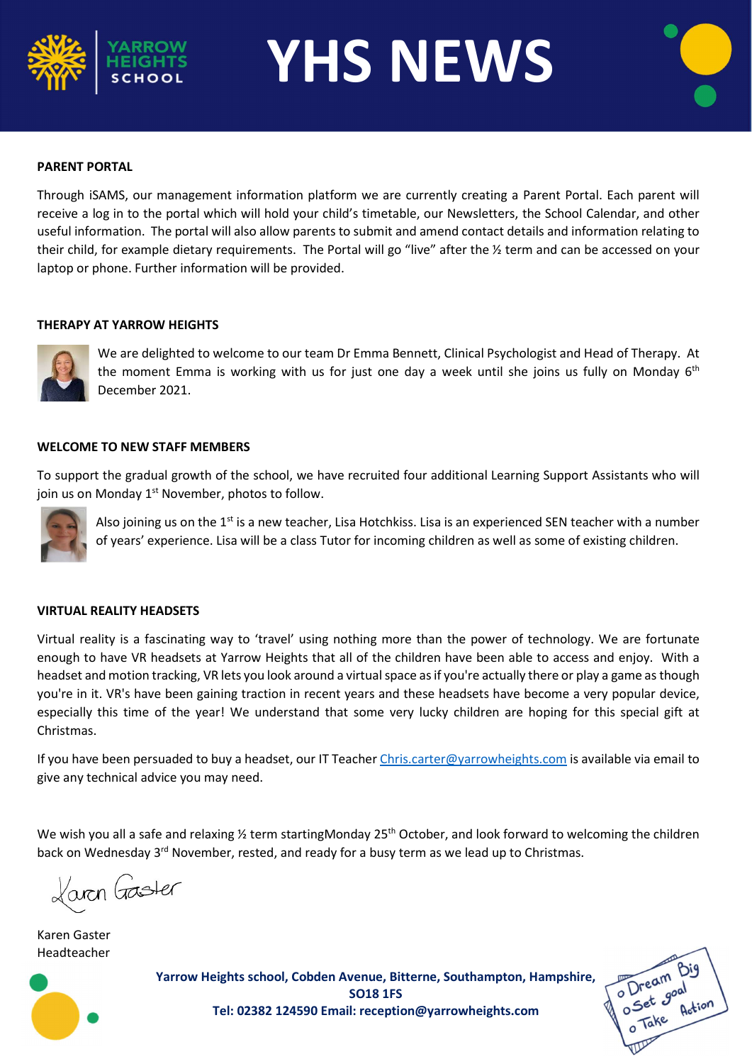# YHS NEWS

## PARENT PORTAL

Through iSAMS, our management information platform we are currently creating a Parent Portal. Each parent will receive a log in to the portal which will hold your child's timetable, our Newsletters, the School Calendar, and other useful information. The portal will also allow parents to submit and amend contact details and information relating to their child, for example dietary requirements. The Portal will go "live" after the ½ term and can be accessed on your laptop or phone. Further information will be provided.

## THERAPY AT YARROW HEIGHTS

We are delighted to welcome to our team Dr Emma Bennett, Clinical Psychologist and Head of Therapy. At the moment Emma is working with us for just one day a week until she joins us fully on Monday 6th December 2021.

## WELCOME TO NEW STAFF MEMBERS

To support the gradual growth of the school, we have recruited four additional Learning Support Assistants who will join us on Monday 1st November, photos to follow.

Also joining us on the 1st is a new teacher, Lisa Hotchkiss. Lisa is an experienced SEN teacher with a number of years' experience. Lisa will be a class Tutor for incoming children as well as some of existing children.

## VIRTUAL REALITY HEADSETS

Virtual reality is a fascinating way to 'travel' using nothing more than the power of technology. We are fortunate enough to have VR headsets at Yarrow Heights that all of the children have been able to access and enjoy. With a headset and motion tracking, VR lets you look around a virtual space as if you're actually there or play a game as though you're in it. VR's have been gaining traction in recent years and these headsets have become a very popular device, especially this time of the year! We understand that some very lucky children are hoping for this special gift at Christmas.

If you have been persuaded to buy a headset, our IT Teacher Chris.carter@yarrowheights.com is available via email to give any technical advice you may need.

We wish you all a safe and relaxing ½ term startingMonday 25th October, and look forward to welcoming the children back on Wednesday 3rd November, rested, and ready for a busy term as we lead up to Christmas.

Karen Gaster

Karen Gaster
Headteacher

**Yarrow Heights school, Cobden Avenue, Bitterne, Southampton, Hampshire, SO18 1FS**
**Tel: 02382 124590 Email: reception@yarrowheights.com**

o Dream Big
o Set goal
o Take Action